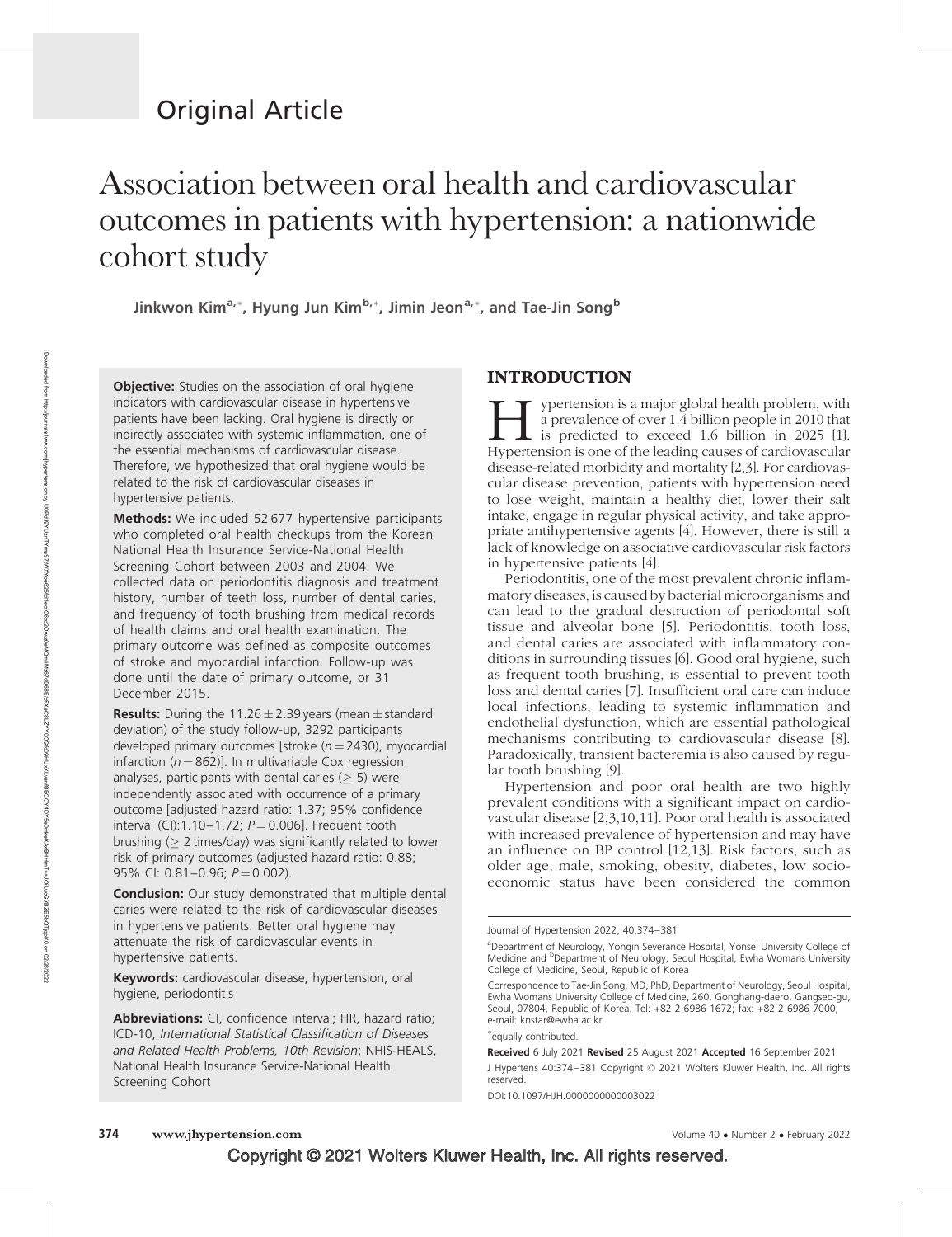Original Article

# Association between oral health and cardiovascular outcomes in patients with hypertension: a nationwide cohort study

**Jinkwon Kim[a,*], Hyung Jun Kim[b,*], Jimin Jeon[a,*], and Tae-Jin Song[b]**

**Objective:** Studies on the association of oral hygiene indicators with cardiovascular disease in hypertensive patients have been lacking. Oral hygiene is directly or indirectly associated with systemic inflammation, one of the essential mechanisms of cardiovascular disease. Therefore, we hypothesized that oral hygiene would be related to the risk of cardiovascular diseases in hypertensive patients.

**Methods:** We included 52 677 hypertensive participants who completed oral health checkups from the Korean National Health Insurance Service-National Health Screening Cohort between 2003 and 2004. We collected data on periodontitis diagnosis and treatment history, number of teeth loss, number of dental caries, and frequency of tooth brushing from medical records of health claims and oral health examination. The primary outcome was defined as composite outcomes of stroke and myocardial infarction. Follow-up was done until the date of primary outcome, or 31 December 2015.

**Results:** During the 11.26 ± 2.39 years (mean ± standard deviation) of the study follow-up, 3292 participants developed primary outcomes [stroke (n = 2430), myocardial infarction (n = 862)]. In multivariable Cox regression analyses, participants with dental caries (≥ 5) were independently associated with occurrence of a primary outcome [adjusted hazard ratio: 1.37; 95% confidence interval (CI):1.10–1.72; P = 0.006]. Frequent tooth brushing (≥ 2 times/day) was significantly related to lower risk of primary outcomes (adjusted hazard ratio: 0.88; 95% CI: 0.81–0.96; P = 0.002).

**Conclusion:** Our study demonstrated that multiple dental caries were related to the risk of cardiovascular diseases in hypertensive patients. Better oral hygiene may attenuate the risk of cardiovascular events in hypertensive patients.

**Keywords:** cardiovascular disease, hypertension, oral hygiene, periodontitis

**Abbreviations:** CI, confidence interval; HR, hazard ratio; ICD-10, *International Statistical Classification of Diseases and Related Health Problems, 10th Revision*; NHIS-HEALS, National Health Insurance Service-National Health Screening Cohort

## INTRODUCTION

Hypertension is a major global health problem, with a prevalence of over 1.4 billion people in 2010 that is predicted to exceed 1.6 billion in 2025 [1]. Hypertension is one of the leading causes of cardiovascular disease-related morbidity and mortality [2,3]. For cardiovascular disease prevention, patients with hypertension need to lose weight, maintain a healthy diet, lower their salt intake, engage in regular physical activity, and take appropriate antihypertensive agents [4]. However, there is still a lack of knowledge on associative cardiovascular risk factors in hypertensive patients [4].

Periodontitis, one of the most prevalent chronic inflammatory diseases, is caused by bacterial microorganisms and can lead to the gradual destruction of periodontal soft tissue and alveolar bone [5]. Periodontitis, tooth loss, and dental caries are associated with inflammatory conditions in surrounding tissues [6]. Good oral hygiene, such as frequent tooth brushing, is essential to prevent tooth loss and dental caries [7]. Insufficient oral care can induce local infections, leading to systemic inflammation and endothelial dysfunction, which are essential pathological mechanisms contributing to cardiovascular disease [8]. Paradoxically, transient bacteremia is also caused by regular tooth brushing [9].

Hypertension and poor oral health are two highly prevalent conditions with a significant impact on cardiovascular disease [2,3,10,11]. Poor oral health is associated with increased prevalence of hypertension and may have an influence on BP control [12,13]. Risk factors, such as older age, male, smoking, obesity, diabetes, low socioeconomic status have been considered the common

Journal of Hypertension 2022, 40:374–381

[a]Department of Neurology, Yongin Severance Hospital, Yonsei University College of Medicine and [b]Department of Neurology, Seoul Hospital, Ewha Womans University College of Medicine, Seoul, Republic of Korea

Correspondence to Tae-Jin Song, MD, PhD, Department of Neurology, Seoul Hospital, Ewha Womans University College of Medicine, 260, Gonghang-daero, Gangseo-gu, Seoul, 07804, Republic of Korea. Tel: +82 2 6986 1672; fax: +82 2 6986 7000; e-mail: knstar@ewha.ac.kr

[*]equally contributed.

**Received** 6 July 2021 **Revised** 25 August 2021 **Accepted** 16 September 2021

J Hypertens 40:374–381 Copyright © 2021 Wolters Kluwer Health, Inc. All rights reserved.

DOI:10.1097/HJH.0000000000003022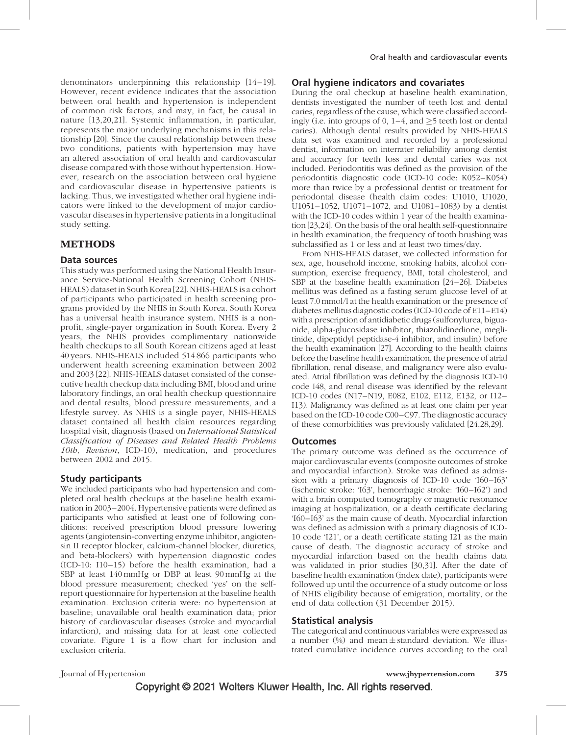denominators underpinning this relationship [14–19]. However, recent evidence indicates that the association between oral health and hypertension is independent of common risk factors, and may, in fact, be causal in nature [13,20,21]. Systemic inflammation, in particular, represents the major underlying mechanisms in this relationship [20]. Since the causal relationship between these two conditions, patients with hypertension may have an altered association of oral health and cardiovascular disease compared with those without hypertension. However, research on the association between oral hygiene and cardiovascular disease in hypertensive patients is lacking. Thus, we investigated whether oral hygiene indicators were linked to the development of major cardiovascular diseases in hypertensive patients in a longitudinal study setting.

## METHODS

### Data sources

This study was performed using the National Health Insurance Service-National Health Screening Cohort (NHIS-HEALS) dataset in South Korea [22]. NHIS-HEALS is a cohort of participants who participated in health screening programs provided by the NHIS in South Korea. South Korea has a universal health insurance system. NHIS is a nonprofit, single-payer organization in South Korea. Every 2 years, the NHIS provides complimentary nationwide health checkups to all South Korean citizens aged at least 40 years. NHIS-HEALS included 514 866 participants who underwent health screening examination between 2002 and 2003 [22]. NHIS-HEALS dataset consisted of the consecutive health checkup data including BMI, blood and urine laboratory findings, an oral health checkup questionnaire and dental results, blood pressure measurements, and a lifestyle survey. As NHIS is a single payer, NHIS-HEALS dataset contained all health claim resources regarding hospital visit, diagnosis (based on *International Statistical Classification of Diseases and Related Health Problems 10th, Revision*, ICD-10), medication, and procedures between 2002 and 2015.

### Study participants

We included participants who had hypertension and completed oral health checkups at the baseline health examination in 2003–2004. Hypertensive patients were defined as participants who satisfied at least one of following conditions: received prescription blood pressure lowering agents (angiotensin-converting enzyme inhibitor, angiotensin II receptor blocker, calcium-channel blocker, diuretics, and beta-blockers) with hypertension diagnostic codes (ICD-10: I10–15) before the health examination, had a SBP at least 140 mmHg or DBP at least 90 mmHg at the blood pressure measurement; checked 'yes' on the self-report questionnaire for hypertension at the baseline health examination. Exclusion criteria were: no hypertension at baseline; unavailable oral health examination data; prior history of cardiovascular diseases (stroke and myocardial infarction), and missing data for at least one collected covariate. Figure 1 is a flow chart for inclusion and exclusion criteria.

### Oral hygiene indicators and covariates

During the oral checkup at baseline health examination, dentists investigated the number of teeth lost and dental caries, regardless of the cause, which were classified accordingly (i.e. into groups of 0, 1–4, and ≥5 teeth lost or dental caries). Although dental results provided by NHIS-HEALS data set was examined and recorded by a professional dentist, information on interrater reliability among dentist and accuracy for teeth loss and dental caries was not included. Periodontitis was defined as the provision of the periodontitis diagnostic code (ICD-10 code: K052–K054) more than twice by a professional dentist or treatment for periodontal disease (health claim codes: U1010, U1020, U1051–1052, U1071–1072, and U1081–1083) by a dentist with the ICD-10 codes within 1 year of the health examination [23,24]. On the basis of the oral health self-questionnaire in health examination, the frequency of tooth brushing was subclassified as 1 or less and at least two times/day.

From NHIS-HEALS dataset, we collected information for sex, age, household income, smoking habits, alcohol consumption, exercise frequency, BMI, total cholesterol, and SBP at the baseline health examination [24–26]. Diabetes mellitus was defined as a fasting serum glucose level of at least 7.0 mmol/l at the health examination or the presence of diabetes mellitus diagnostic codes (ICD-10 code of E11–E14) with a prescription of antidiabetic drugs (sulfonylurea, biguanide, alpha-glucosidase inhibitor, thiazolidinedione, meglitinide, dipeptidyl peptidase-4 inhibitor, and insulin) before the health examination [27]. According to the health claims before the baseline health examination, the presence of atrial fibrillation, renal disease, and malignancy were also evaluated. Atrial fibrillation was defined by the diagnosis ICD-10 code I48, and renal disease was identified by the relevant ICD-10 codes (N17–N19, E082, E102, E112, E132, or I12–I13). Malignancy was defined as at least one claim per year based on the ICD-10 code C00–C97. The diagnostic accuracy of these comorbidities was previously validated [24,28,29].

### Outcomes

The primary outcome was defined as the occurrence of major cardiovascular events (composite outcomes of stroke and myocardial infarction). Stroke was defined as admission with a primary diagnosis of ICD-10 code 'I60–I63' (ischemic stroke: 'I63', hemorrhagic stroke: 'I60–I62') and with a brain computed tomography or magnetic resonance imaging at hospitalization, or a death certificate declaring 'I60–I63' as the main cause of death. Myocardial infarction was defined as admission with a primary diagnosis of ICD-10 code 'I21', or a death certificate stating I21 as the main cause of death. The diagnostic accuracy of stroke and myocardial infarction based on the health claims data was validated in prior studies [30,31]. After the date of baseline health examination (index date), participants were followed up until the occurrence of a study outcome or loss of NHIS eligibility because of emigration, mortality, or the end of data collection (31 December 2015).

### Statistical analysis

The categorical and continuous variables were expressed as a number (%) and mean ± standard deviation. We illustrated cumulative incidence curves according to the oral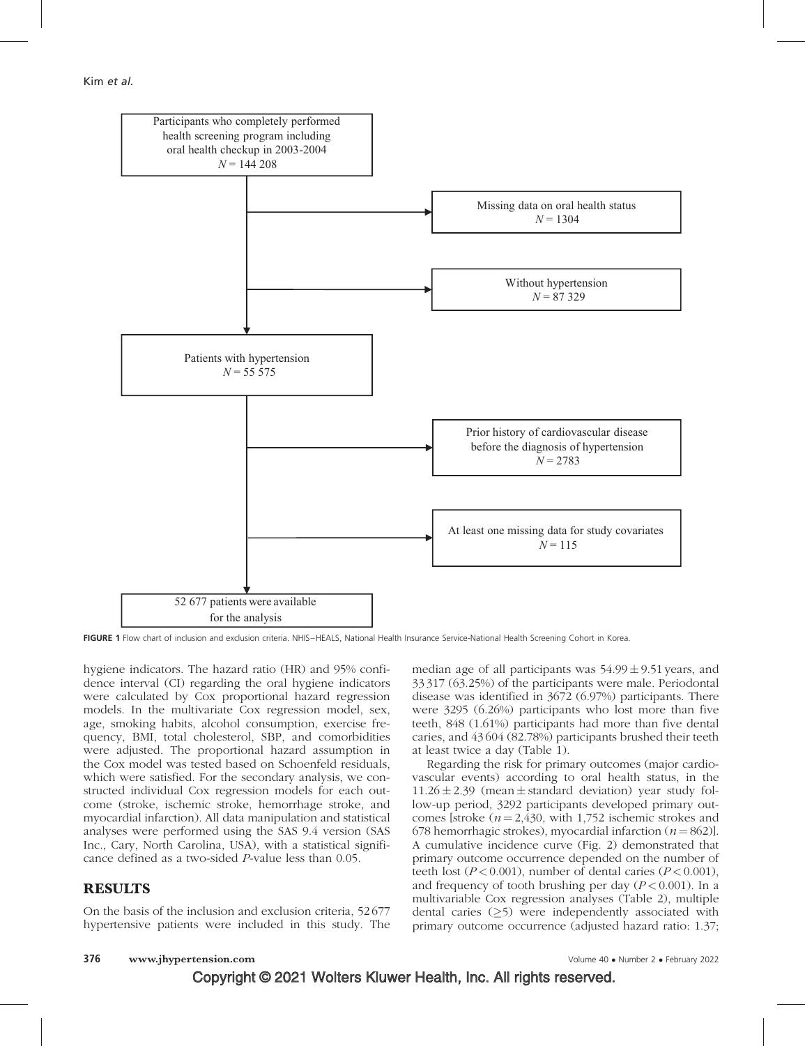Participants who completely performed health screening program including oral health checkup in 2003-2004
$N$ = 144 208

→ Missing data on oral health status
$N$ = 1304

→ Without hypertension
$N$ = 87 329

Patients with hypertension
$N$ = 55 575

→ Prior history of cardiovascular disease before the diagnosis of hypertension
$N$ = 2783

→ At least one missing data for study covariates
$N$ = 115

52 677 patients were available for the analysis

**FIGURE 1** Flow chart of inclusion and exclusion criteria. NHIS–HEALS, National Health Insurance Service-National Health Screening Cohort in Korea.

hygiene indicators. The hazard ratio (HR) and 95% confidence interval (CI) regarding the oral hygiene indicators were calculated by Cox proportional hazard regression models. In the multivariate Cox regression model, sex, age, smoking habits, alcohol consumption, exercise frequency, BMI, total cholesterol, SBP, and comorbidities were adjusted. The proportional hazard assumption in the Cox model was tested based on Schoenfeld residuals, which were satisfied. For the secondary analysis, we constructed individual Cox regression models for each outcome (stroke, ischemic stroke, hemorrhage stroke, and myocardial infarction). All data manipulation and statistical analyses were performed using the SAS 9.4 version (SAS Inc., Cary, North Carolina, USA), with a statistical significance defined as a two-sided $P$-value less than 0.05.

## RESULTS

On the basis of the inclusion and exclusion criteria, 52 677 hypertensive patients were included in this study. The median age of all participants was $54.99 \pm 9.51$ years, and 33 317 (63.25%) of the participants were male. Periodontal disease was identified in 3672 (6.97%) participants. There were 3295 (6.26%) participants who lost more than five teeth, 848 (1.61%) participants had more than five dental caries, and 43 604 (82.78%) participants brushed their teeth at least twice a day (Table 1).

Regarding the risk for primary outcomes (major cardiovascular events) according to oral health status, in the $11.26 \pm 2.39$ (mean $\pm$ standard deviation) year study follow-up period, 3292 participants developed primary outcomes [stroke ($n = 2{,}430$, with 1,752 ischemic strokes and 678 hemorrhagic strokes), myocardial infarction ($n = 862$)]. A cumulative incidence curve (Fig. 2) demonstrated that primary outcome occurrence depended on the number of teeth lost ($P < 0.001$), number of dental caries ($P < 0.001$), and frequency of tooth brushing per day ($P < 0.001$). In a multivariable Cox regression analyses (Table 2), multiple dental caries ($\geq$5) were independently associated with primary outcome occurrence (adjusted hazard ratio: 1.37;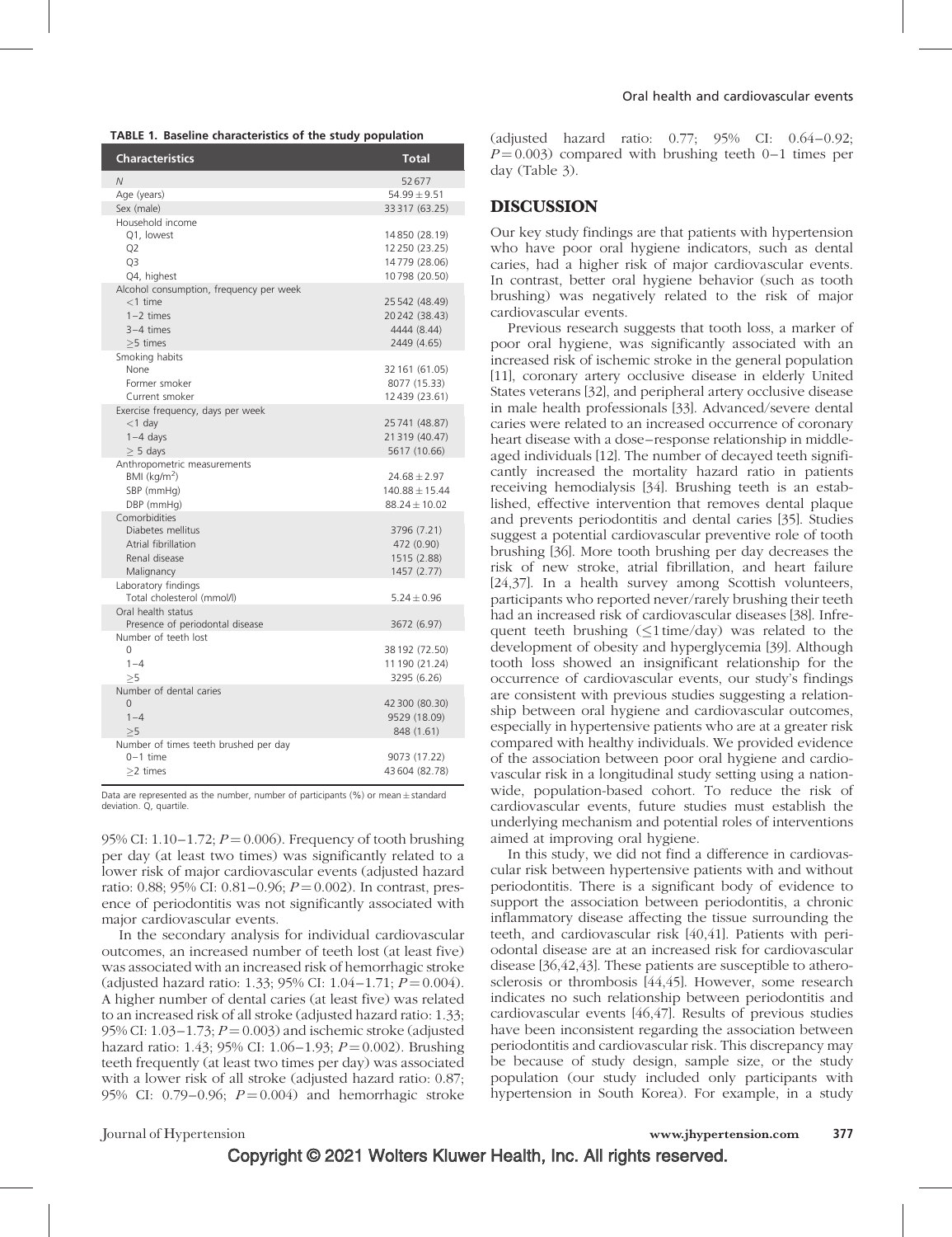**TABLE 1. Baseline characteristics of the study population**

| Characteristics | Total |
|---|---|
| *N* | 52 677 |
| Age (years) | 54.99 ± 9.51 |
| Sex (male) | 33 317 (63.25) |
| Household income | |
| Q1, lowest | 14 850 (28.19) |
| Q2 | 12 250 (23.25) |
| Q3 | 14 779 (28.06) |
| Q4, highest | 10 798 (20.50) |
| Alcohol consumption, frequency per week | |
| <1 time | 25 542 (48.49) |
| 1–2 times | 20 242 (38.43) |
| 3–4 times | 4444 (8.44) |
| ≥5 times | 2449 (4.65) |
| Smoking habits | |
| None | 32 161 (61.05) |
| Former smoker | 8077 (15.33) |
| Current smoker | 12 439 (23.61) |
| Exercise frequency, days per week | |
| <1 day | 25 741 (48.87) |
| 1–4 days | 21 319 (40.47) |
| ≥ 5 days | 5617 (10.66) |
| Anthropometric measurements | |
| BMI (kg/m$^2$) | 24.68 ± 2.97 |
| SBP (mmHg) | 140.88 ± 15.44 |
| DBP (mmHg) | 88.24 ± 10.02 |
| Comorbidities | |
| Diabetes mellitus | 3796 (7.21) |
| Atrial fibrillation | 472 (0.90) |
| Renal disease | 1515 (2.88) |
| Malignancy | 1457 (2.77) |
| Laboratory findings | |
| Total cholesterol (mmol/l) | 5.24 ± 0.96 |
| Oral health status | |
| Presence of periodontal disease | 3672 (6.97) |
| Number of teeth lost | |
| 0 | 38 192 (72.50) |
| 1–4 | 11 190 (21.24) |
| ≥5 | 3295 (6.26) |
| Number of dental caries | |
| 0 | 42 300 (80.30) |
| 1–4 | 9529 (18.09) |
| ≥5 | 848 (1.61) |
| Number of times teeth brushed per day | |
| 0–1 time | 9073 (17.22) |
| ≥2 times | 43 604 (82.78) |

Data are represented as the number, number of participants (%) or mean ± standard deviation. Q, quartile.

95% CI: 1.10–1.72; $P = 0.006$). Frequency of tooth brushing per day (at least two times) was significantly related to a lower risk of major cardiovascular events (adjusted hazard ratio: 0.88; 95% CI: 0.81–0.96; $P = 0.002$). In contrast, presence of periodontitis was not significantly associated with major cardiovascular events.

In the secondary analysis for individual cardiovascular outcomes, an increased number of teeth lost (at least five) was associated with an increased risk of hemorrhagic stroke (adjusted hazard ratio: 1.33; 95% CI: 1.04–1.71; $P = 0.004$). A higher number of dental caries (at least five) was related to an increased risk of all stroke (adjusted hazard ratio: 1.33; 95% CI: 1.03–1.73; $P = 0.003$) and ischemic stroke (adjusted hazard ratio: 1.43; 95% CI: 1.06–1.93; $P = 0.002$). Brushing teeth frequently (at least two times per day) was associated with a lower risk of all stroke (adjusted hazard ratio: 0.87; 95% CI: 0.79–0.96; $P = 0.004$) and hemorrhagic stroke (adjusted hazard ratio: 0.77; 95% CI: 0.64–0.92; $P = 0.003$) compared with brushing teeth 0–1 times per day (Table 3).

## DISCUSSION

Our key study findings are that patients with hypertension who have poor oral hygiene indicators, such as dental caries, had a higher risk of major cardiovascular events. In contrast, better oral hygiene behavior (such as tooth brushing) was negatively related to the risk of major cardiovascular events.

Previous research suggests that tooth loss, a marker of poor oral hygiene, was significantly associated with an increased risk of ischemic stroke in the general population [11], coronary artery occlusive disease in elderly United States veterans [32], and peripheral artery occlusive disease in male health professionals [33]. Advanced/severe dental caries were related to an increased occurrence of coronary heart disease with a dose–response relationship in middle-aged individuals [12]. The number of decayed teeth significantly increased the mortality hazard ratio in patients receiving hemodialysis [34]. Brushing teeth is an established, effective intervention that removes dental plaque and prevents periodontitis and dental caries [35]. Studies suggest a potential cardiovascular preventive role of tooth brushing [36]. More tooth brushing per day decreases the risk of new stroke, atrial fibrillation, and heart failure [24,37]. In a health survey among Scottish volunteers, participants who reported never/rarely brushing their teeth had an increased risk of cardiovascular diseases [38]. Infrequent teeth brushing (≤1 time/day) was related to the development of obesity and hyperglycemia [39]. Although tooth loss showed an insignificant relationship for the occurrence of cardiovascular events, our study's findings are consistent with previous studies suggesting a relationship between oral hygiene and cardiovascular outcomes, especially in hypertensive patients who are at a greater risk compared with healthy individuals. We provided evidence of the association between poor oral hygiene and cardiovascular risk in a longitudinal study setting using a nationwide, population-based cohort. To reduce the risk of cardiovascular events, future studies must establish the underlying mechanism and potential roles of interventions aimed at improving oral hygiene.

In this study, we did not find a difference in cardiovascular risk between hypertensive patients with and without periodontitis. There is a significant body of evidence to support the association between periodontitis, a chronic inflammatory disease affecting the tissue surrounding the teeth, and cardiovascular risk [40,41]. Patients with periodontal disease are at an increased risk for cardiovascular disease [36,42,43]. These patients are susceptible to atherosclerosis or thrombosis [44,45]. However, some research indicates no such relationship between periodontitis and cardiovascular events [46,47]. Results of previous studies have been inconsistent regarding the association between periodontitis and cardiovascular risk. This discrepancy may be because of study design, sample size, or the study population (our study included only participants with hypertension in South Korea). For example, in a study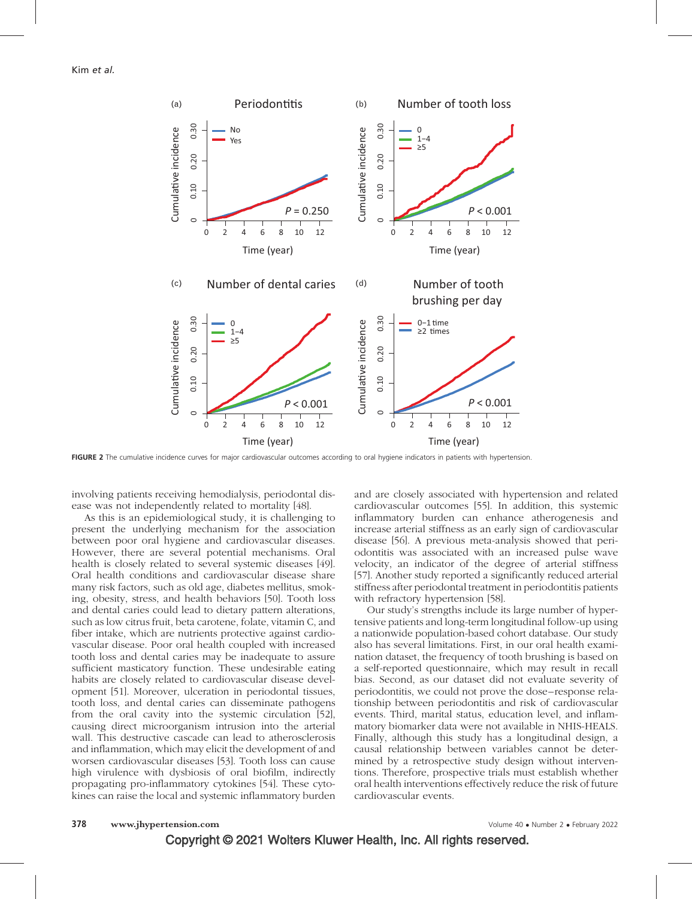FIGURE 2 The cumulative incidence curves for major cardiovascular outcomes according to oral hygiene indicators in patients with hypertension.

involving patients receiving hemodialysis, periodontal disease was not independently related to mortality [48].

As this is an epidemiological study, it is challenging to present the underlying mechanism for the association between poor oral hygiene and cardiovascular diseases. However, there are several potential mechanisms. Oral health is closely related to several systemic diseases [49]. Oral health conditions and cardiovascular disease share many risk factors, such as old age, diabetes mellitus, smoking, obesity, stress, and health behaviors [50]. Tooth loss and dental caries could lead to dietary pattern alterations, such as low citrus fruit, beta carotene, folate, vitamin C, and fiber intake, which are nutrients protective against cardiovascular disease. Poor oral health coupled with increased tooth loss and dental caries may be inadequate to assure sufficient masticatory function. These undesirable eating habits are closely related to cardiovascular disease development [51]. Moreover, ulceration in periodontal tissues, tooth loss, and dental caries can disseminate pathogens from the oral cavity into the systemic circulation [52], causing direct microorganism intrusion into the arterial wall. This destructive cascade can lead to atherosclerosis and inflammation, which may elicit the development of and worsen cardiovascular diseases [53]. Tooth loss can cause high virulence with dysbiosis of oral biofilm, indirectly propagating pro-inflammatory cytokines [54]. These cytokines can raise the local and systemic inflammatory burden and are closely associated with hypertension and related cardiovascular outcomes [55]. In addition, this systemic inflammatory burden can enhance atherogenesis and increase arterial stiffness as an early sign of cardiovascular disease [56]. A previous meta-analysis showed that periodontitis was associated with an increased pulse wave velocity, an indicator of the degree of arterial stiffness [57]. Another study reported a significantly reduced arterial stiffness after periodontal treatment in periodontitis patients with refractory hypertension [58].

Our study's strengths include its large number of hypertensive patients and long-term longitudinal follow-up using a nationwide population-based cohort database. Our study also has several limitations. First, in our oral health examination dataset, the frequency of tooth brushing is based on a self-reported questionnaire, which may result in recall bias. Second, as our dataset did not evaluate severity of periodontitis, we could not prove the dose–response relationship between periodontitis and risk of cardiovascular events. Third, marital status, education level, and inflammatory biomarker data were not available in NHIS-HEALS. Finally, although this study has a longitudinal design, a causal relationship between variables cannot be determined by a retrospective study design without interventions. Therefore, prospective trials must establish whether oral health interventions effectively reduce the risk of future cardiovascular events.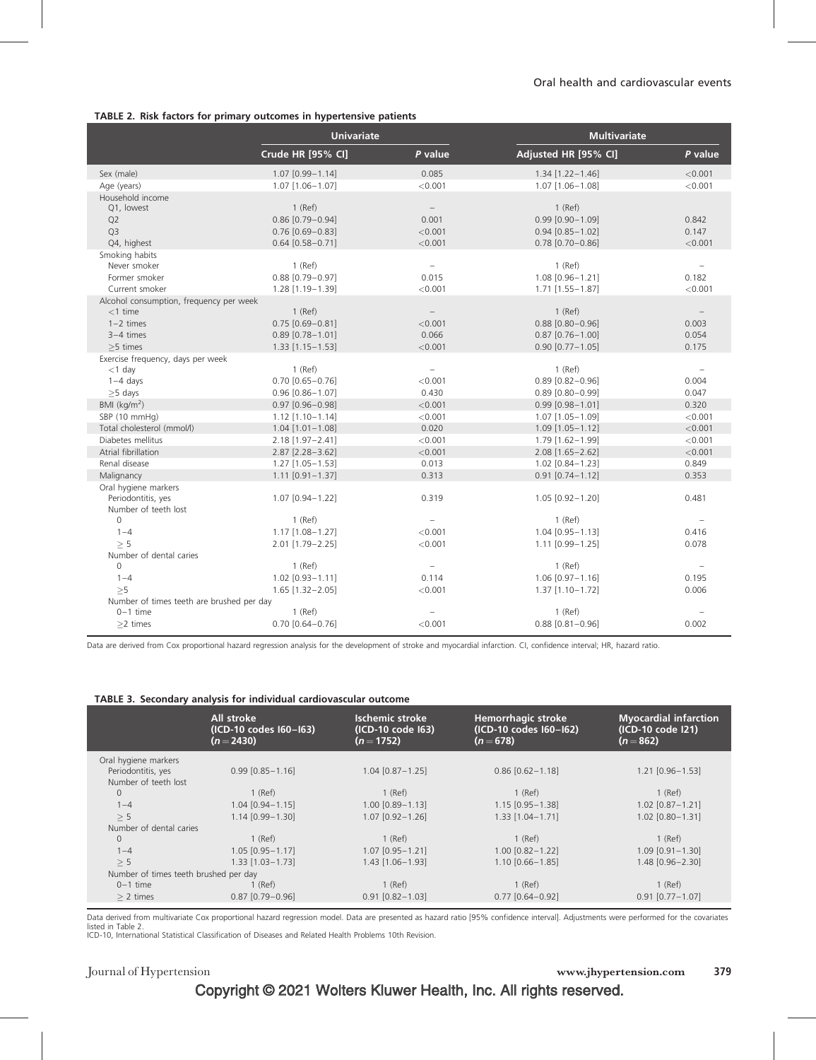**TABLE 2. Risk factors for primary outcomes in hypertensive patients**

| | Univariate | | Multivariate | |
|---|---|---|---|---|
| | Crude HR [95% CI] | P value | Adjusted HR [95% CI] | P value |
| Sex (male) | 1.07 [0.99–1.14] | 0.085 | 1.34 [1.22–1.46] | <0.001 |
| Age (years) | 1.07 [1.06–1.07] | <0.001 | 1.07 [1.06–1.08] | <0.001 |
| Household income | | | | |
| Q1, lowest | 1 (Ref) | – | 1 (Ref) | |
| Q2 | 0.86 [0.79–0.94] | 0.001 | 0.99 [0.90–1.09] | 0.842 |
| Q3 | 0.76 [0.69–0.83] | <0.001 | 0.94 [0.85–1.02] | 0.147 |
| Q4, highest | 0.64 [0.58–0.71] | <0.001 | 0.78 [0.70–0.86] | <0.001 |
| Smoking habits | | | | |
| Never smoker | 1 (Ref) | – | 1 (Ref) | – |
| Former smoker | 0.88 [0.79–0.97] | 0.015 | 1.08 [0.96–1.21] | 0.182 |
| Current smoker | 1.28 [1.19–1.39] | <0.001 | 1.71 [1.55–1.87] | <0.001 |
| Alcohol consumption, frequency per week | | | | |
| <1 time | 1 (Ref) | – | 1 (Ref) | – |
| 1–2 times | 0.75 [0.69–0.81] | <0.001 | 0.88 [0.80–0.96] | 0.003 |
| 3–4 times | 0.89 [0.78–1.01] | 0.066 | 0.87 [0.76–1.00] | 0.054 |
| ≥5 times | 1.33 [1.15–1.53] | <0.001 | 0.90 [0.77–1.05] | 0.175 |
| Exercise frequency, days per week | | | | |
| <1 day | 1 (Ref) | – | 1 (Ref) | – |
| 1–4 days | 0.70 [0.65–0.76] | <0.001 | 0.89 [0.82–0.96] | 0.004 |
| ≥5 days | 0.96 [0.86–1.07] | 0.430 | 0.89 [0.80–0.99] | 0.047 |
| BMI (kg/m$^2$) | 0.97 [0.96–0.98] | <0.001 | 0.99 [0.98–1.01] | 0.320 |
| SBP (10 mmHg) | 1.12 [1.10–1.14] | <0.001 | 1.07 [1.05–1.09] | <0.001 |
| Total cholesterol (mmol/l) | 1.04 [1.01–1.08] | 0.020 | 1.09 [1.05–1.12] | <0.001 |
| Diabetes mellitus | 2.18 [1.97–2.41] | <0.001 | 1.79 [1.62–1.99] | <0.001 |
| Atrial fibrillation | 2.87 [2.28–3.62] | <0.001 | 2.08 [1.65–2.62] | <0.001 |
| Renal disease | 1.27 [1.05–1.53] | 0.013 | 1.02 [0.84–1.23] | 0.849 |
| Malignancy | 1.11 [0.91–1.37] | 0.313 | 0.91 [0.74–1.12] | 0.353 |
| Oral hygiene markers | | | | |
| Periodontitis, yes | 1.07 [0.94–1.22] | 0.319 | 1.05 [0.92–1.20] | 0.481 |
| Number of teeth lost | | | | |
| 0 | 1 (Ref) | – | 1 (Ref) | – |
| 1–4 | 1.17 [1.08–1.27] | <0.001 | 1.04 [0.95–1.13] | 0.416 |
| ≥ 5 | 2.01 [1.79–2.25] | <0.001 | 1.11 [0.99–1.25] | 0.078 |
| Number of dental caries | | | | |
| 0 | 1 (Ref) | – | 1 (Ref) | – |
| 1–4 | 1.02 [0.93–1.11] | 0.114 | 1.06 [0.97–1.16] | 0.195 |
| ≥5 | 1.65 [1.32–2.05] | <0.001 | 1.37 [1.10–1.72] | 0.006 |
| Number of times teeth are brushed per day | | | | |
| 0–1 time | 1 (Ref) | – | 1 (Ref) | – |
| ≥2 times | 0.70 [0.64–0.76] | <0.001 | 0.88 [0.81–0.96] | 0.002 |

Data are derived from Cox proportional hazard regression analysis for the development of stroke and myocardial infarction. CI, confidence interval; HR, hazard ratio.

**TABLE 3. Secondary analysis for individual cardiovascular outcome**

| | All stroke (ICD-10 codes I60–I63) ($n = 2430$) | Ischemic stroke (ICD-10 code I63) ($n = 1752$) | Hemorrhagic stroke (ICD-10 codes I60–I62) ($n = 678$) | Myocardial infarction (ICD-10 code I21) ($n = 862$) |
|---|---|---|---|---|
| Oral hygiene markers | | | | |
| Periodontitis, yes | 0.99 [0.85–1.16] | 1.04 [0.87–1.25] | 0.86 [0.62–1.18] | 1.21 [0.96–1.53] |
| Number of teeth lost | | | | |
| 0 | 1 (Ref) | 1 (Ref) | 1 (Ref) | 1 (Ref) |
| 1–4 | 1.04 [0.94–1.15] | 1.00 [0.89–1.13] | 1.15 [0.95–1.38] | 1.02 [0.87–1.21] |
| ≥ 5 | 1.14 [0.99–1.30] | 1.07 [0.92–1.26] | 1.33 [1.04–1.71] | 1.02 [0.80–1.31] |
| Number of dental caries | | | | |
| 0 | 1 (Ref) | 1 (Ref) | 1 (Ref) | 1 (Ref) |
| 1–4 | 1.05 [0.95–1.17] | 1.07 [0.95–1.21] | 1.00 [0.82–1.22] | 1.09 [0.91–1.30] |
| ≥ 5 | 1.33 [1.03–1.73] | 1.43 [1.06–1.93] | 1.10 [0.66–1.85] | 1.48 [0.96–2.30] |
| Number of times teeth brushed per day | | | | |
| 0–1 time | 1 (Ref) | 1 (Ref) | 1 (Ref) | 1 (Ref) |
| ≥ 2 times | 0.87 [0.79–0.96] | 0.91 [0.82–1.03] | 0.77 [0.64–0.92] | 0.91 [0.77–1.07] |

Data derived from multivariate Cox proportional hazard regression model. Data are presented as hazard ratio [95% confidence interval]. Adjustments were performed for the covariates listed in Table 2.
ICD-10, International Statistical Classification of Diseases and Related Health Problems 10th Revision.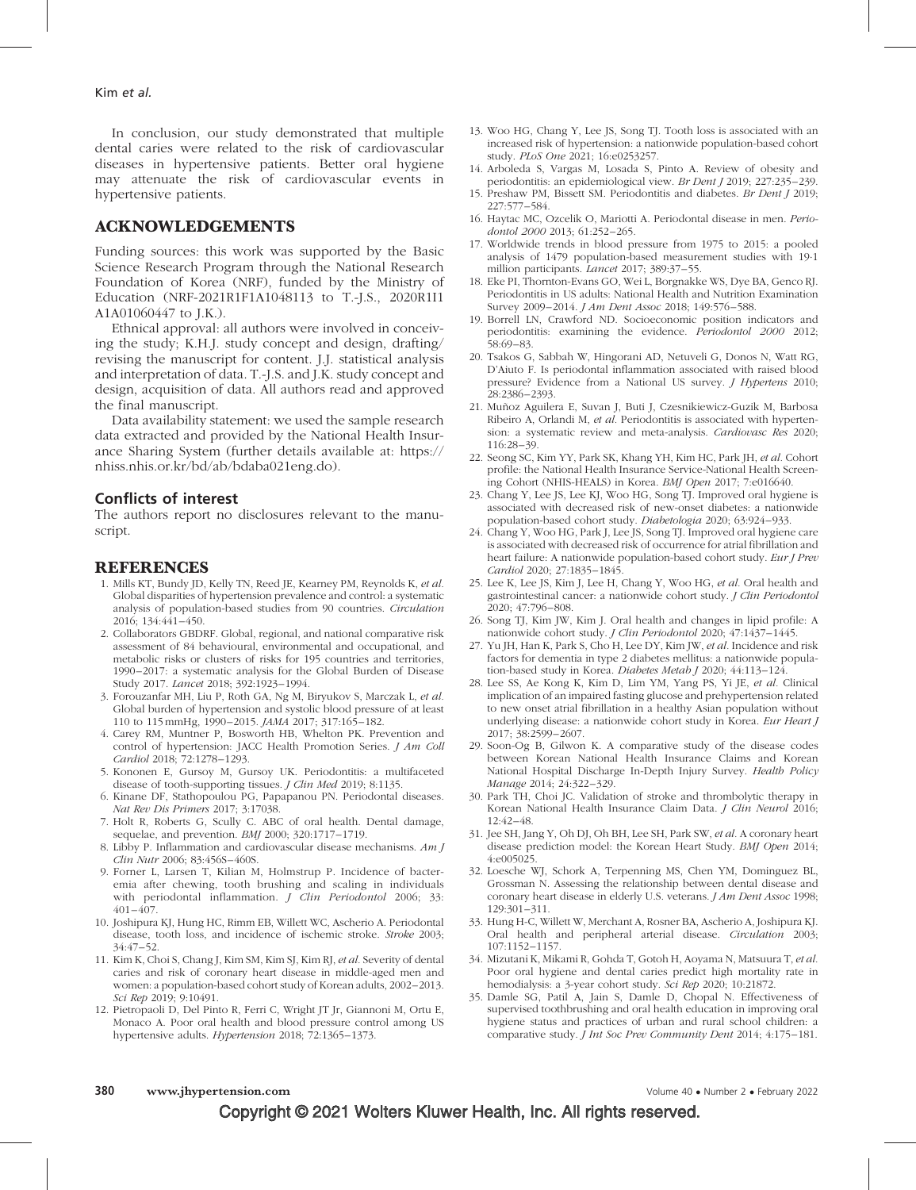In conclusion, our study demonstrated that multiple dental caries were related to the risk of cardiovascular diseases in hypertensive patients. Better oral hygiene may attenuate the risk of cardiovascular events in hypertensive patients.

## ACKNOWLEDGEMENTS

Funding sources: this work was supported by the Basic Science Research Program through the National Research Foundation of Korea (NRF), funded by the Ministry of Education (NRF-2021R1F1A1048113 to T.-J.S., 2020R1I1 A1A01060447 to J.K.).

Ethnical approval: all authors were involved in conceiving the study; K.H.J. study concept and design, drafting/revising the manuscript for content. J.J. statistical analysis and interpretation of data. T.-J.S. and J.K. study concept and design, acquisition of data. All authors read and approved the final manuscript.

Data availability statement: we used the sample research data extracted and provided by the National Health Insurance Sharing System (further details available at: https://nhiss.nhis.or.kr/bd/ab/bdaba021eng.do).

### Conflicts of interest

The authors report no disclosures relevant to the manuscript.

## REFERENCES

1. Mills KT, Bundy JD, Kelly TN, Reed JE, Kearney PM, Reynolds K, *et al.* Global disparities of hypertension prevalence and control: a systematic analysis of population-based studies from 90 countries. *Circulation* 2016; 134:441–450.
2. Collaborators GBDRF. Global, regional, and national comparative risk assessment of 84 behavioural, environmental and occupational, and metabolic risks or clusters of risks for 195 countries and territories, 1990–2017: a systematic analysis for the Global Burden of Disease Study 2017. *Lancet* 2018; 392:1923–1994.
3. Forouzanfar MH, Liu P, Roth GA, Ng M, Biryukov S, Marczak L, *et al.* Global burden of hypertension and systolic blood pressure of at least 110 to 115 mmHg, 1990–2015. *JAMA* 2017; 317:165–182.
4. Carey RM, Muntner P, Bosworth HB, Whelton PK. Prevention and control of hypertension: JACC Health Promotion Series. *J Am Coll Cardiol* 2018; 72:1278–1293.
5. Kononen E, Gursoy M, Gursoy UK. Periodontitis: a multifaceted disease of tooth-supporting tissues. *J Clin Med* 2019; 8:1135.
6. Kinane DF, Stathopoulou PG, Papapanou PN. Periodontal diseases. *Nat Rev Dis Primers* 2017; 3:17038.
7. Holt R, Roberts G, Scully C. ABC of oral health. Dental damage, sequelae, and prevention. *BMJ* 2000; 320:1717–1719.
8. Libby P. Inflammation and cardiovascular disease mechanisms. *Am J Clin Nutr* 2006; 83:456S–460S.
9. Forner L, Larsen T, Kilian M, Holmstrup P. Incidence of bacteremia after chewing, tooth brushing and scaling in individuals with periodontal inflammation. *J Clin Periodontol* 2006; 33: 401–407.
10. Joshipura KJ, Hung HC, Rimm EB, Willett WC, Ascherio A. Periodontal disease, tooth loss, and incidence of ischemic stroke. *Stroke* 2003; 34:47–52.
11. Kim K, Choi S, Chang J, Kim SM, Kim SJ, Kim RJ, *et al.* Severity of dental caries and risk of coronary heart disease in middle-aged men and women: a population-based cohort study of Korean adults, 2002–2013. *Sci Rep* 2019; 9:10491.
12. Pietropaoli D, Del Pinto R, Ferri C, Wright JT Jr, Giannoni M, Ortu E, Monaco A. Poor oral health and blood pressure control among US hypertensive adults. *Hypertension* 2018; 72:1365–1373.
13. Woo HG, Chang Y, Lee JS, Song TJ. Tooth loss is associated with an increased risk of hypertension: a nationwide population-based cohort study. *PLoS One* 2021; 16:e0253257.
14. Arboleda S, Vargas M, Losada S, Pinto A. Review of obesity and periodontitis: an epidemiological view. *Br Dent J* 2019; 227:235–239.
15. Preshaw PM, Bissett SM. Periodontitis and diabetes. *Br Dent J* 2019; 227:577–584.
16. Haytac MC, Ozcelik O, Mariotti A. Periodontal disease in men. *Periodontol 2000* 2013; 61:252–265.
17. Worldwide trends in blood pressure from 1975 to 2015: a pooled analysis of 1479 population-based measurement studies with 19·1 million participants. *Lancet* 2017; 389:37–55.
18. Eke PI, Thornton-Evans GO, Wei L, Borgnakke WS, Dye BA, Genco RJ. Periodontitis in US adults: National Health and Nutrition Examination Survey 2009–2014. *J Am Dent Assoc* 2018; 149:576–588.
19. Borrell LN, Crawford ND. Socioeconomic position indicators and periodontitis: examining the evidence. *Periodontol 2000* 2012; 58:69–83.
20. Tsakos G, Sabbah W, Hingorani AD, Netuveli G, Donos N, Watt RG, D'Aiuto F. Is periodontal inflammation associated with raised blood pressure? Evidence from a National US survey. *J Hypertens* 2010; 28:2386–2393.
21. Muñoz Aguilera E, Suvan J, Buti J, Czesnikiewicz-Guzik M, Barbosa Ribeiro A, Orlandi M, *et al.* Periodontitis is associated with hypertension: a systematic review and meta-analysis. *Cardiovasc Res* 2020; 116:28–39.
22. Seong SC, Kim YY, Park SK, Khang YH, Kim HC, Park JH, *et al.* Cohort profile: the National Health Insurance Service-National Health Screening Cohort (NHIS-HEALS) in Korea. *BMJ Open* 2017; 7:e016640.
23. Chang Y, Lee JS, Lee KJ, Woo HG, Song TJ. Improved oral hygiene is associated with decreased risk of new-onset diabetes: a nationwide population-based cohort study. *Diabetologia* 2020; 63:924–933.
24. Chang Y, Woo HG, Park J, Lee JS, Song TJ. Improved oral hygiene care is associated with decreased risk of occurrence for atrial fibrillation and heart failure: A nationwide population-based cohort study. *Eur J Prev Cardiol* 2020; 27:1835–1845.
25. Lee K, Lee JS, Kim J, Lee H, Chang Y, Woo HG, *et al.* Oral health and gastrointestinal cancer: a nationwide cohort study. *J Clin Periodontol* 2020; 47:796–808.
26. Song TJ, Kim JW, Kim J. Oral health and changes in lipid profile: A nationwide cohort study. *J Clin Periodontol* 2020; 47:1437–1445.
27. Yu JH, Han K, Park S, Cho H, Lee DY, Kim JW, *et al.* Incidence and risk factors for dementia in type 2 diabetes mellitus: a nationwide population-based study in Korea. *Diabetes Metab J* 2020; 44:113–124.
28. Lee SS, Ae Kong K, Kim D, Lim YM, Yang PS, Yi JE, *et al.* Clinical implication of an impaired fasting glucose and prehypertension related to new onset atrial fibrillation in a healthy Asian population without underlying disease: a nationwide cohort study in Korea. *Eur Heart J* 2017; 38:2599–2607.
29. Soon-Og B, Gilwon K. A comparative study of the disease codes between Korean National Health Insurance Claims and Korean National Hospital Discharge In-Depth Injury Survey. *Health Policy Manage* 2014; 24:322–329.
30. Park TH, Choi JC. Validation of stroke and thrombolytic therapy in Korean National Health Insurance Claim Data. *J Clin Neurol* 2016; 12:42–48.
31. Jee SH, Jang Y, Oh DJ, Oh BH, Lee SH, Park SW, *et al.* A coronary heart disease prediction model: the Korean Heart Study. *BMJ Open* 2014; 4:e005025.
32. Loesche WJ, Schork A, Terpenning MS, Chen YM, Dominguez BL, Grossman N. Assessing the relationship between dental disease and coronary heart disease in elderly U.S. veterans. *J Am Dent Assoc* 1998; 129:301–311.
33. Hung H-C, Willett W, Merchant A, Rosner BA, Ascherio A, Joshipura KJ. Oral health and peripheral arterial disease. *Circulation* 2003; 107:1152–1157.
34. Mizutani K, Mikami R, Gohda T, Gotoh H, Aoyama N, Matsuura T, *et al.* Poor oral hygiene and dental caries predict high mortality rate in hemodialysis: a 3-year cohort study. *Sci Rep* 2020; 10:21872.
35. Damle SG, Patil A, Jain S, Damle D, Chopal N. Effectiveness of supervised toothbrushing and oral health education in improving oral hygiene status and practices of urban and rural school children: a comparative study. *J Int Soc Prev Community Dent* 2014; 4:175–181.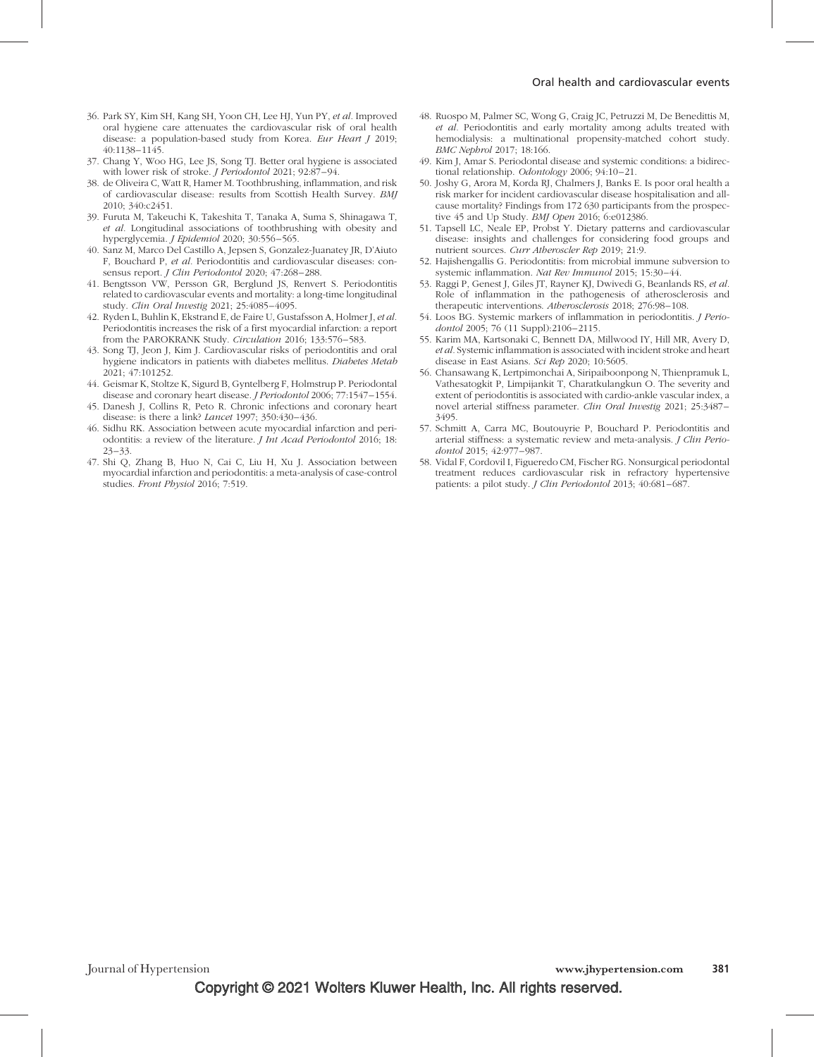36. Park SY, Kim SH, Kang SH, Yoon CH, Lee HJ, Yun PY, *et al*. Improved oral hygiene care attenuates the cardiovascular risk of oral health disease: a population-based study from Korea. *Eur Heart J* 2019; 40:1138–1145.
37. Chang Y, Woo HG, Lee JS, Song TJ. Better oral hygiene is associated with lower risk of stroke. *J Periodontol* 2021; 92:87–94.
38. de Oliveira C, Watt R, Hamer M. Toothbrushing, inflammation, and risk of cardiovascular disease: results from Scottish Health Survey. *BMJ* 2010; 340:c2451.
39. Furuta M, Takeuchi K, Takeshita T, Tanaka A, Suma S, Shinagawa T, *et al*. Longitudinal associations of toothbrushing with obesity and hyperglycemia. *J Epidemiol* 2020; 30:556–565.
40. Sanz M, Marco Del Castillo A, Jepsen S, Gonzalez-Juanatey JR, D'Aiuto F, Bouchard P, *et al*. Periodontitis and cardiovascular diseases: consensus report. *J Clin Periodontol* 2020; 47:268–288.
41. Bengtsson VW, Persson GR, Berglund JS, Renvert S. Periodontitis related to cardiovascular events and mortality: a long-time longitudinal study. *Clin Oral Investig* 2021; 25:4085–4095.
42. Ryden L, Buhlin K, Ekstrand E, de Faire U, Gustafsson A, Holmer J, *et al*. Periodontitis increases the risk of a first myocardial infarction: a report from the PAROKRANK Study. *Circulation* 2016; 133:576–583.
43. Song TJ, Jeon J, Kim J. Cardiovascular risks of periodontitis and oral hygiene indicators in patients with diabetes mellitus. *Diabetes Metab* 2021; 47:101252.
44. Geismar K, Stoltze K, Sigurd B, Gyntelberg F, Holmstrup P. Periodontal disease and coronary heart disease. *J Periodontol* 2006; 77:1547–1554.
45. Danesh J, Collins R, Peto R. Chronic infections and coronary heart disease: is there a link? *Lancet* 1997; 350:430–436.
46. Sidhu RK. Association between acute myocardial infarction and periodontitis: a review of the literature. *J Int Acad Periodontol* 2016; 18: 23–33.
47. Shi Q, Zhang B, Huo N, Cai C, Liu H, Xu J. Association between myocardial infarction and periodontitis: a meta-analysis of case-control studies. *Front Physiol* 2016; 7:519.
48. Ruospo M, Palmer SC, Wong G, Craig JC, Petruzzi M, De Benedittis M, *et al*. Periodontitis and early mortality among adults treated with hemodialysis: a multinational propensity-matched cohort study. *BMC Nephrol* 2017; 18:166.
49. Kim J, Amar S. Periodontal disease and systemic conditions: a bidirectional relationship. *Odontology* 2006; 94:10–21.
50. Joshy G, Arora M, Korda RJ, Chalmers J, Banks E. Is poor oral health a risk marker for incident cardiovascular disease hospitalisation and all-cause mortality? Findings from 172 630 participants from the prospective 45 and Up Study. *BMJ Open* 2016; 6:e012386.
51. Tapsell LC, Neale EP, Probst Y. Dietary patterns and cardiovascular disease: insights and challenges for considering food groups and nutrient sources. *Curr Atheroscler Rep* 2019; 21:9.
52. Hajishengallis G. Periodontitis: from microbial immune subversion to systemic inflammation. *Nat Rev Immunol* 2015; 15:30–44.
53. Raggi P, Genest J, Giles JT, Rayner KJ, Dwivedi G, Beanlands RS, *et al*. Role of inflammation in the pathogenesis of atherosclerosis and therapeutic interventions. *Atherosclerosis* 2018; 276:98–108.
54. Loos BG. Systemic markers of inflammation in periodontitis. *J Periodontol* 2005; 76 (11 Suppl):2106–2115.
55. Karim MA, Kartsonaki C, Bennett DA, Millwood IY, Hill MR, Avery D, *et al*. Systemic inflammation is associated with incident stroke and heart disease in East Asians. *Sci Rep* 2020; 10:5605.
56. Chansawang K, Lertpimonchai A, Siripaiboonpong N, Thienpramuk L, Vathesatogkit P, Limpijankit T, Charatkulangkun O. The severity and extent of periodontitis is associated with cardio-ankle vascular index, a novel arterial stiffness parameter. *Clin Oral Investig* 2021; 25:3487–3495.
57. Schmitt A, Carra MC, Boutouyrie P, Bouchard P. Periodontitis and arterial stiffness: a systematic review and meta-analysis. *J Clin Periodontol* 2015; 42:977–987.
58. Vidal F, Cordovil I, Figueredo CM, Fischer RG. Nonsurgical periodontal treatment reduces cardiovascular risk in refractory hypertensive patients: a pilot study. *J Clin Periodontol* 2013; 40:681–687.